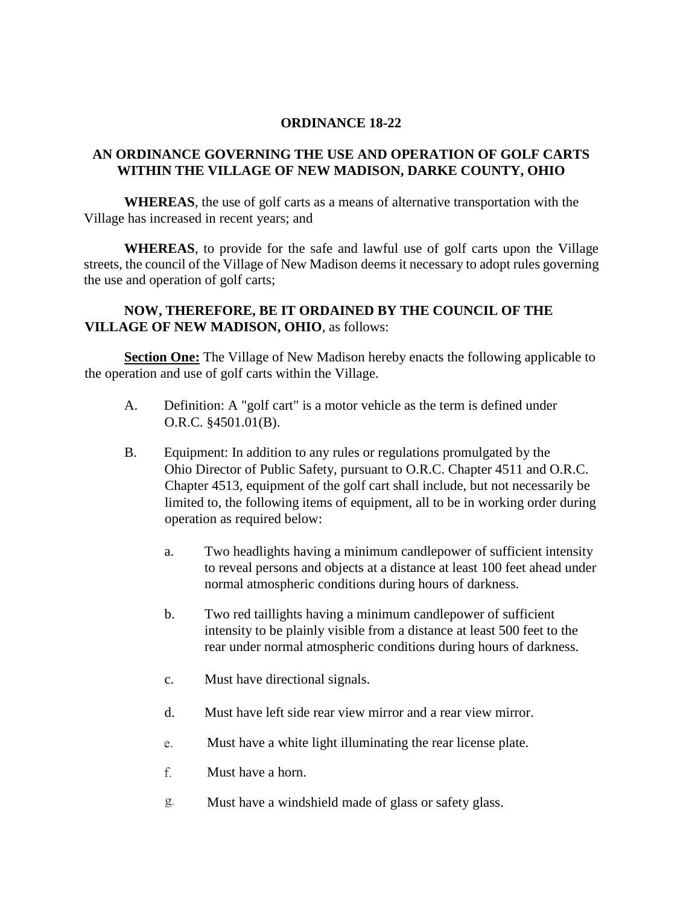# ORDINANCE 18-22

## AN ORDINANCE GOVERNING THE USE AND OPERATION OF GOLF CARTS WITHIN THE VILLAGE OF NEW MADISON, DARKE COUNTY, OHIO

**WHEREAS**, the use of golf carts as a means of alternative transportation with the Village has increased in recent years; and

**WHEREAS**, to provide for the safe and lawful use of golf carts upon the Village streets, the council of the Village of New Madison deems it necessary to adopt rules governing the use and operation of golf carts;

**NOW, THEREFORE, BE IT ORDAINED BY THE COUNCIL OF THE VILLAGE OF NEW MADISON, OHIO**, as follows:

**Section One:** The Village of New Madison hereby enacts the following applicable to the operation and use of golf carts within the Village.

A. Definition: A "golf cart" is a motor vehicle as the term is defined under O.R.C. §4501.01(B).

B. Equipment: In addition to any rules or regulations promulgated by the Ohio Director of Public Safety, pursuant to O.R.C. Chapter 4511 and O.R.C. Chapter 4513, equipment of the golf cart shall include, but not necessarily be limited to, the following items of equipment, all to be in working order during operation as required below:

  a. Two headlights having a minimum candlepower of sufficient intensity to reveal persons and objects at a distance at least 100 feet ahead under normal atmospheric conditions during hours of darkness.

  b. Two red taillights having a minimum candlepower of sufficient intensity to be plainly visible from a distance at least 500 feet to the rear under normal atmospheric conditions during hours of darkness.

  c. Must have directional signals.

  d. Must have left side rear view mirror and a rear view mirror.

  e. Must have a white light illuminating the rear license plate.

  f. Must have a horn.

  g. Must have a windshield made of glass or safety glass.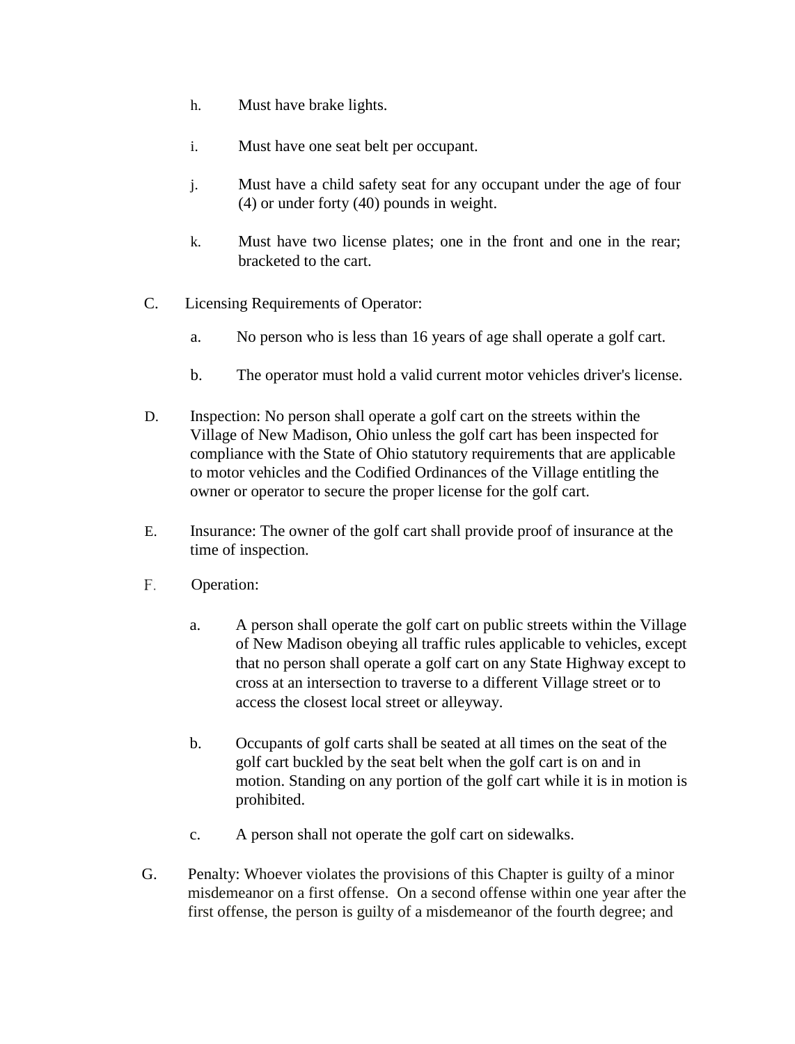h. Must have brake lights.

i. Must have one seat belt per occupant.

j. Must have a child safety seat for any occupant under the age of four (4) or under forty (40) pounds in weight.

k. Must have two license plates; one in the front and one in the rear; bracketed to the cart.

C. Licensing Requirements of Operator:

a. No person who is less than 16 years of age shall operate a golf cart.

b. The operator must hold a valid current motor vehicles driver's license.

D. Inspection: No person shall operate a golf cart on the streets within the Village of New Madison, Ohio unless the golf cart has been inspected for compliance with the State of Ohio statutory requirements that are applicable to motor vehicles and the Codified Ordinances of the Village entitling the owner or operator to secure the proper license for the golf cart.

E. Insurance: The owner of the golf cart shall provide proof of insurance at the time of inspection.

F. Operation:

a. A person shall operate the golf cart on public streets within the Village of New Madison obeying all traffic rules applicable to vehicles, except that no person shall operate a golf cart on any State Highway except to cross at an intersection to traverse to a different Village street or to access the closest local street or alleyway.

b. Occupants of golf carts shall be seated at all times on the seat of the golf cart buckled by the seat belt when the golf cart is on and in motion. Standing on any portion of the golf cart while it is in motion is prohibited.

c. A person shall not operate the golf cart on sidewalks.

G. Penalty: Whoever violates the provisions of this Chapter is guilty of a minor misdemeanor on a first offense. On a second offense within one year after the first offense, the person is guilty of a misdemeanor of the fourth degree; and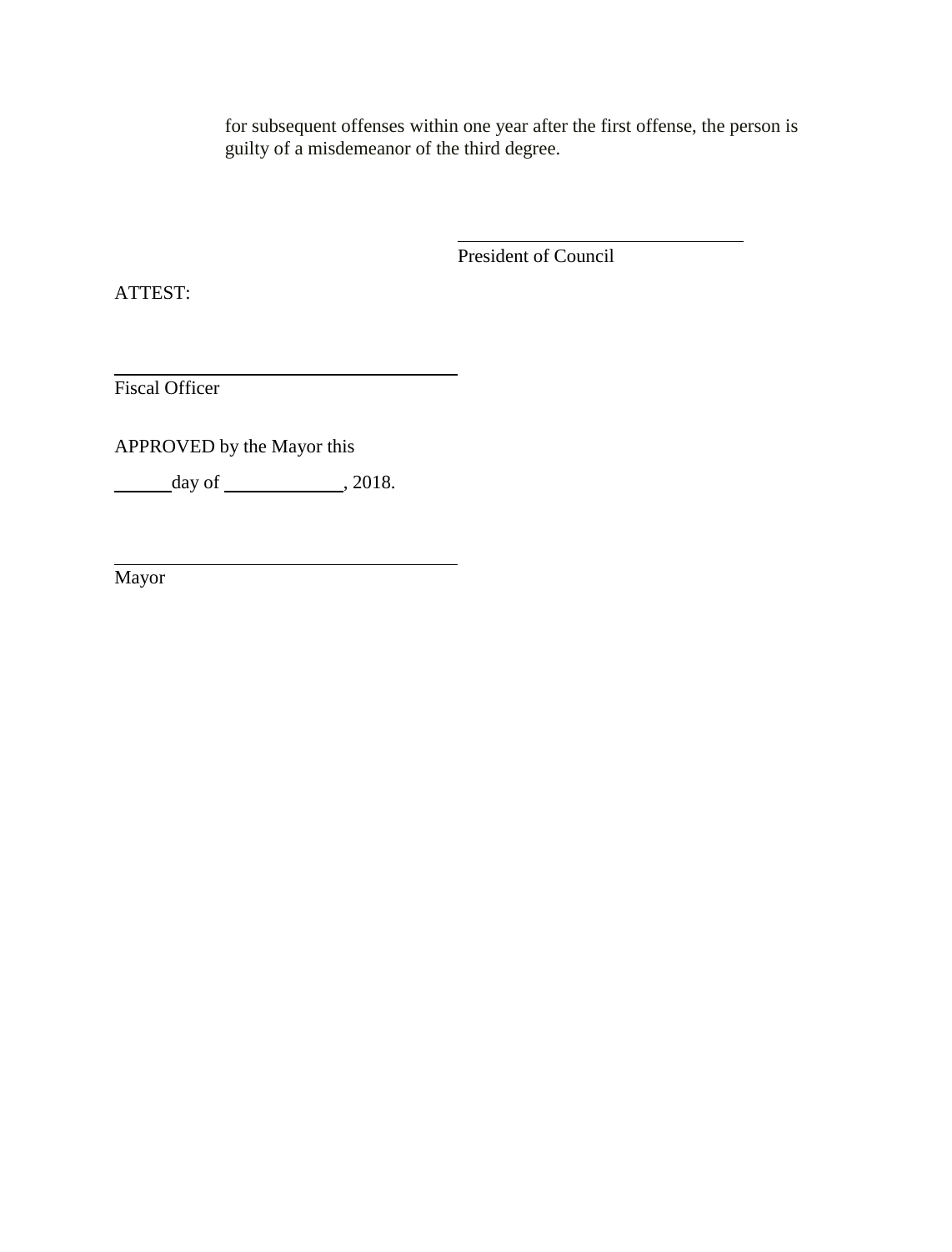for subsequent offenses within one year after the first offense, the person is guilty of a misdemeanor of the third degree.

\_\_\_\_\_\_\_\_\_\_\_\_\_\_\_\_\_\_\_\_\_\_\_\_\_\_\_\_\_\_\_\_
President of Council

ATTEST:

\_\_\_\_\_\_\_\_\_\_\_\_\_\_\_\_\_\_\_\_\_\_\_\_\_\_\_\_\_\_\_\_\_\_\_\_\_\_
Fiscal Officer

APPROVED by the Mayor this

\_\_\_\_\_\_ day of \_\_\_\_\_\_\_\_\_\_\_\_\_, 2018.

\_\_\_\_\_\_\_\_\_\_\_\_\_\_\_\_\_\_\_\_\_\_\_\_\_\_\_\_\_\_\_\_\_\_\_\_\_\_
Mayor